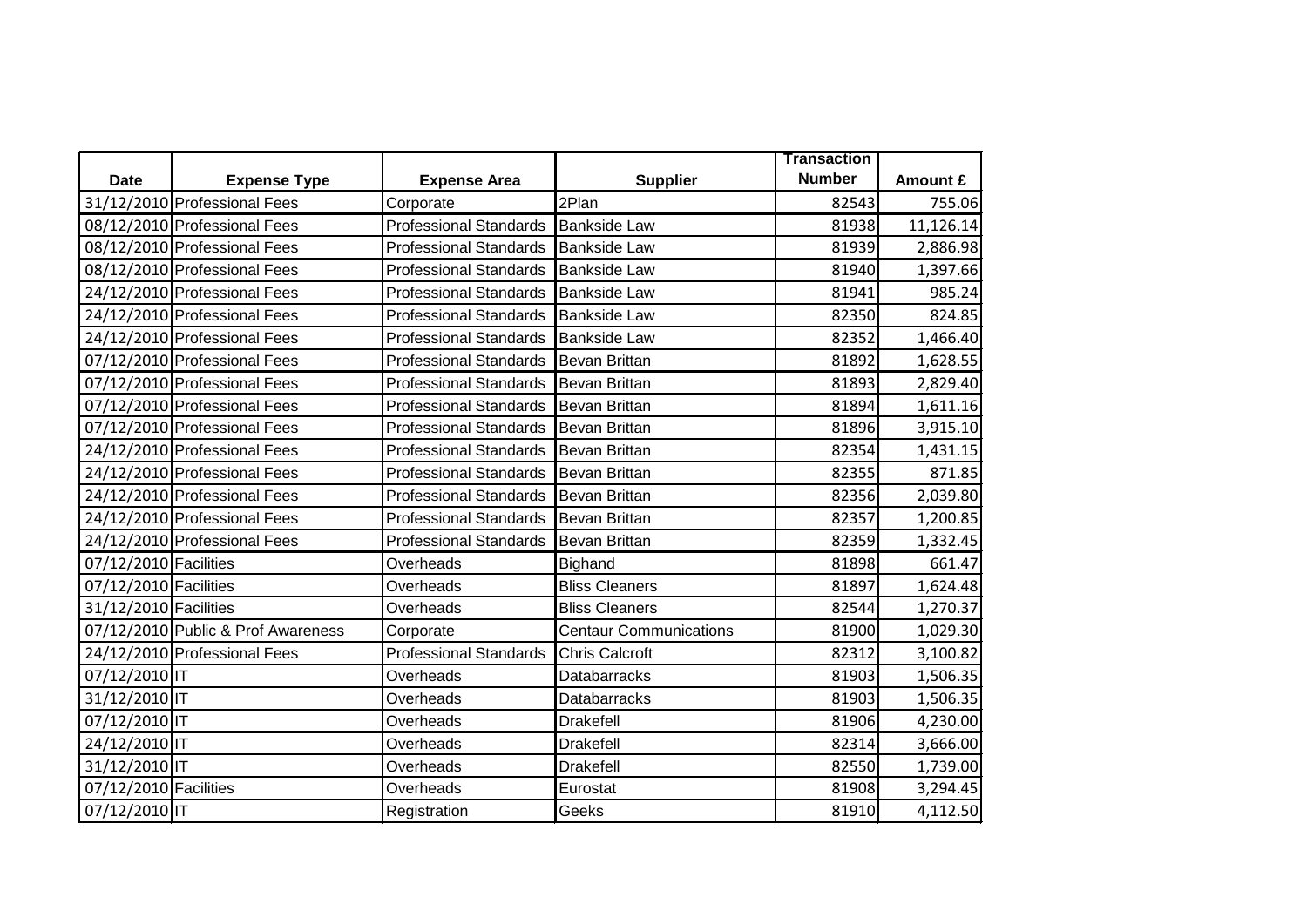| Date | Expense Type | Expense Area | Supplier | Transaction Number | Amount £ |
|---|---|---|---|---|---|
| 31/12/2010 | Professional Fees | Corporate | 2Plan | 82543 | 755.06 |
| 08/12/2010 | Professional Fees | Professional Standards | Bankside Law | 81938 | 11,126.14 |
| 08/12/2010 | Professional Fees | Professional Standards | Bankside Law | 81939 | 2,886.98 |
| 08/12/2010 | Professional Fees | Professional Standards | Bankside Law | 81940 | 1,397.66 |
| 24/12/2010 | Professional Fees | Professional Standards | Bankside Law | 81941 | 985.24 |
| 24/12/2010 | Professional Fees | Professional Standards | Bankside Law | 82350 | 824.85 |
| 24/12/2010 | Professional Fees | Professional Standards | Bankside Law | 82352 | 1,466.40 |
| 07/12/2010 | Professional Fees | Professional Standards | Bevan Brittan | 81892 | 1,628.55 |
| 07/12/2010 | Professional Fees | Professional Standards | Bevan Brittan | 81893 | 2,829.40 |
| 07/12/2010 | Professional Fees | Professional Standards | Bevan Brittan | 81894 | 1,611.16 |
| 07/12/2010 | Professional Fees | Professional Standards | Bevan Brittan | 81896 | 3,915.10 |
| 24/12/2010 | Professional Fees | Professional Standards | Bevan Brittan | 82354 | 1,431.15 |
| 24/12/2010 | Professional Fees | Professional Standards | Bevan Brittan | 82355 | 871.85 |
| 24/12/2010 | Professional Fees | Professional Standards | Bevan Brittan | 82356 | 2,039.80 |
| 24/12/2010 | Professional Fees | Professional Standards | Bevan Brittan | 82357 | 1,200.85 |
| 24/12/2010 | Professional Fees | Professional Standards | Bevan Brittan | 82359 | 1,332.45 |
| 07/12/2010 | Facilities | Overheads | Bighand | 81898 | 661.47 |
| 07/12/2010 | Facilities | Overheads | Bliss Cleaners | 81897 | 1,624.48 |
| 31/12/2010 | Facilities | Overheads | Bliss Cleaners | 82544 | 1,270.37 |
| 07/12/2010 | Public & Prof Awareness | Corporate | Centaur Communications | 81900 | 1,029.30 |
| 24/12/2010 | Professional Fees | Professional Standards | Chris Calcroft | 82312 | 3,100.82 |
| 07/12/2010 | IT | Overheads | Databarracks | 81903 | 1,506.35 |
| 31/12/2010 | IT | Overheads | Databarracks | 81903 | 1,506.35 |
| 07/12/2010 | IT | Overheads | Drakefell | 81906 | 4,230.00 |
| 24/12/2010 | IT | Overheads | Drakefell | 82314 | 3,666.00 |
| 31/12/2010 | IT | Overheads | Drakefell | 82550 | 1,739.00 |
| 07/12/2010 | Facilities | Overheads | Eurostat | 81908 | 3,294.45 |
| 07/12/2010 | IT | Registration | Geeks | 81910 | 4,112.50 |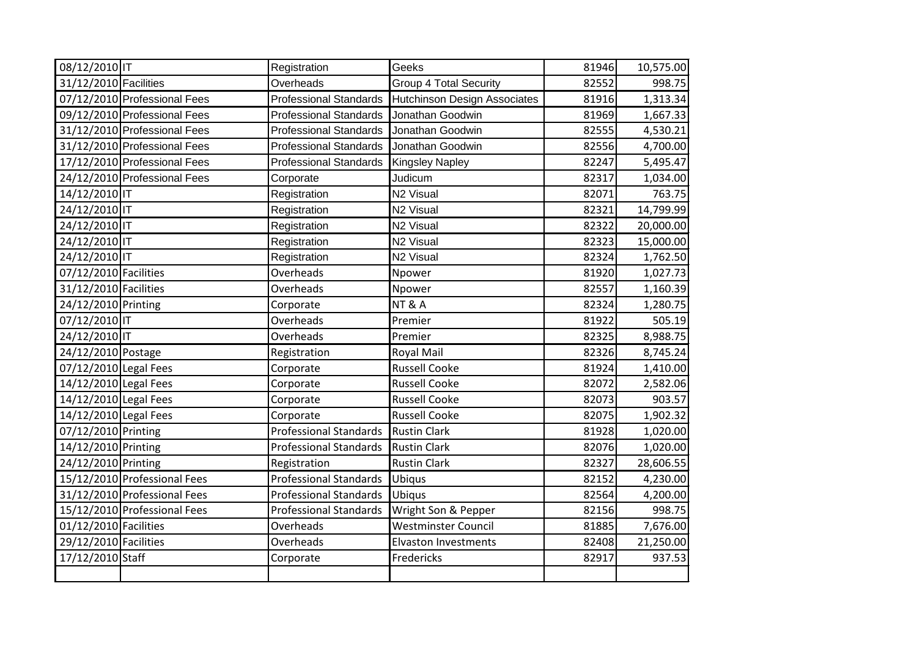| | | | | | |
|---|---|---|---|---|---|
| 08/12/2010 | IT | Registration | Geeks | 81946 | 10,575.00 |
| 31/12/2010 | Facilities | Overheads | Group 4 Total Security | 82552 | 998.75 |
| 07/12/2010 | Professional Fees | Professional Standards | Hutchinson Design Associates | 81916 | 1,313.34 |
| 09/12/2010 | Professional Fees | Professional Standards | Jonathan Goodwin | 81969 | 1,667.33 |
| 31/12/2010 | Professional Fees | Professional Standards | Jonathan Goodwin | 82555 | 4,530.21 |
| 31/12/2010 | Professional Fees | Professional Standards | Jonathan Goodwin | 82556 | 4,700.00 |
| 17/12/2010 | Professional Fees | Professional Standards | Kingsley Napley | 82247 | 5,495.47 |
| 24/12/2010 | Professional Fees | Corporate | Judicum | 82317 | 1,034.00 |
| 14/12/2010 | IT | Registration | N2 Visual | 82071 | 763.75 |
| 24/12/2010 | IT | Registration | N2 Visual | 82321 | 14,799.99 |
| 24/12/2010 | IT | Registration | N2 Visual | 82322 | 20,000.00 |
| 24/12/2010 | IT | Registration | N2 Visual | 82323 | 15,000.00 |
| 24/12/2010 | IT | Registration | N2 Visual | 82324 | 1,762.50 |
| 07/12/2010 | Facilities | Overheads | Npower | 81920 | 1,027.73 |
| 31/12/2010 | Facilities | Overheads | Npower | 82557 | 1,160.39 |
| 24/12/2010 | Printing | Corporate | NT & A | 82324 | 1,280.75 |
| 07/12/2010 | IT | Overheads | Premier | 81922 | 505.19 |
| 24/12/2010 | IT | Overheads | Premier | 82325 | 8,988.75 |
| 24/12/2010 | Postage | Registration | Royal Mail | 82326 | 8,745.24 |
| 07/12/2010 | Legal Fees | Corporate | Russell Cooke | 81924 | 1,410.00 |
| 14/12/2010 | Legal Fees | Corporate | Russell Cooke | 82072 | 2,582.06 |
| 14/12/2010 | Legal Fees | Corporate | Russell Cooke | 82073 | 903.57 |
| 14/12/2010 | Legal Fees | Corporate | Russell Cooke | 82075 | 1,902.32 |
| 07/12/2010 | Printing | Professional Standards | Rustin Clark | 81928 | 1,020.00 |
| 14/12/2010 | Printing | Professional Standards | Rustin Clark | 82076 | 1,020.00 |
| 24/12/2010 | Printing | Registration | Rustin Clark | 82327 | 28,606.55 |
| 15/12/2010 | Professional Fees | Professional Standards | Ubiqus | 82152 | 4,230.00 |
| 31/12/2010 | Professional Fees | Professional Standards | Ubiqus | 82564 | 4,200.00 |
| 15/12/2010 | Professional Fees | Professional Standards | Wright Son & Pepper | 82156 | 998.75 |
| 01/12/2010 | Facilities | Overheads | Westminster Council | 81885 | 7,676.00 |
| 29/12/2010 | Facilities | Overheads | Elvaston Investments | 82408 | 21,250.00 |
| 17/12/2010 | Staff | Corporate | Fredericks | 82917 | 937.53 |
| | | | | | |